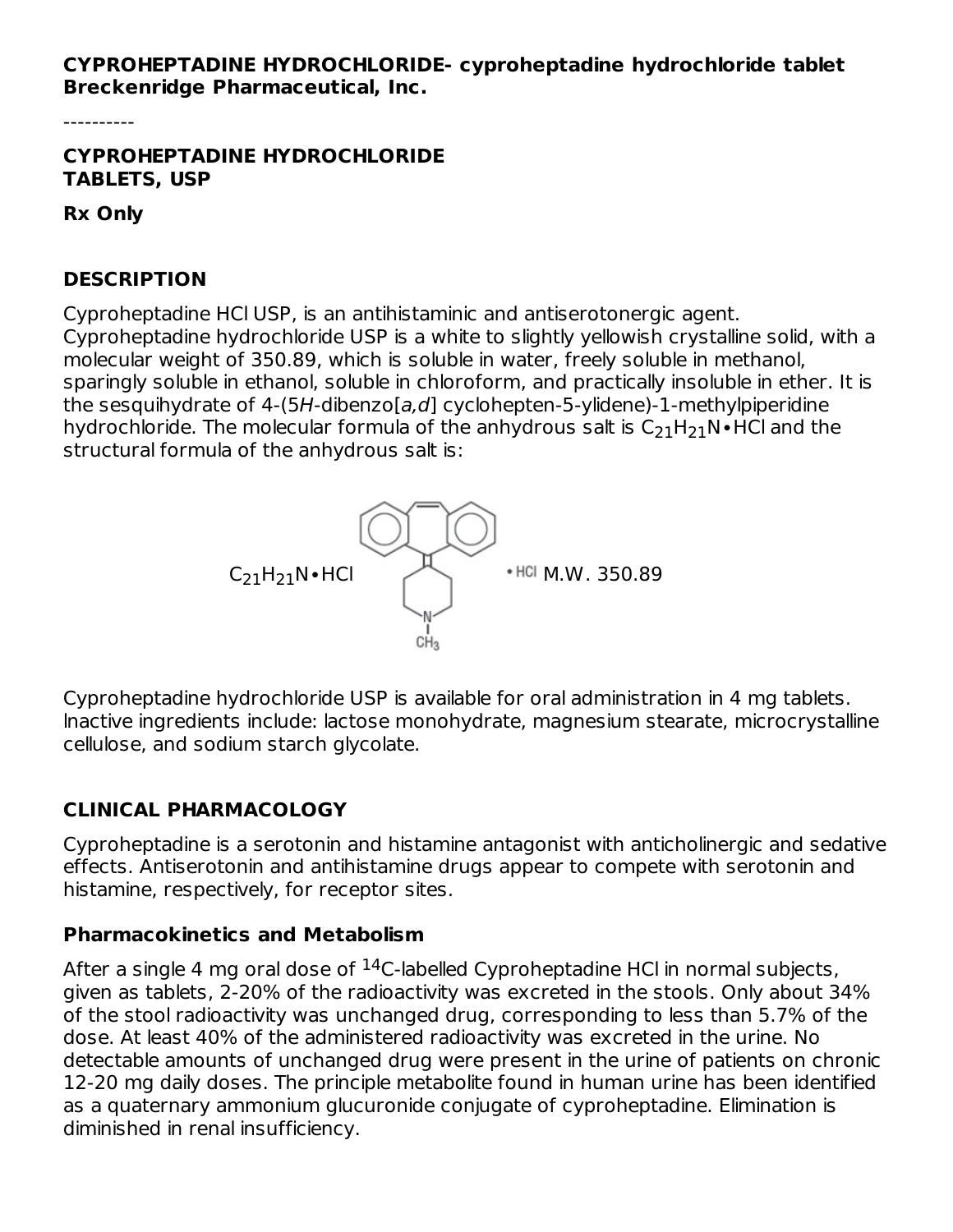**CYPROHEPTADINE HYDROCHLORIDE- cyproheptadine hydrochloride tablet**
**Breckenridge Pharmaceutical, Inc.**

----------

# CYPROHEPTADINE HYDROCHLORIDE TABLETS, USP

**Rx Only**

## DESCRIPTION

Cyproheptadine HCl USP, is an antihistaminic and antiserotonergic agent. Cyproheptadine hydrochloride USP is a white to slightly yellowish crystalline solid, with a molecular weight of 350.89, which is soluble in water, freely soluble in methanol, sparingly soluble in ethanol, soluble in chloroform, and practically insoluble in ether. It is the sesquihydrate of 4-(5*H*-dibenzo[*a,d*] cyclohepten-5-ylidene)-1-methylpiperidine hydrochloride. The molecular formula of the anhydrous salt is $C_{21}H_{21}N \bullet HCl$ and the structural formula of the anhydrous salt is:

$C_{21}H_{21}N \bullet HCl$ • HCl M.W. 350.89

Cyproheptadine hydrochloride USP is available for oral administration in 4 mg tablets. Inactive ingredients include: lactose monohydrate, magnesium stearate, microcrystalline cellulose, and sodium starch glycolate.

## CLINICAL PHARMACOLOGY

Cyproheptadine is a serotonin and histamine antagonist with anticholinergic and sedative effects. Antiserotonin and antihistamine drugs appear to compete with serotonin and histamine, respectively, for receptor sites.

### Pharmacokinetics and Metabolism

After a single 4 mg oral dose of $^{14}C$-labelled Cyproheptadine HCl in normal subjects, given as tablets, 2-20% of the radioactivity was excreted in the stools. Only about 34% of the stool radioactivity was unchanged drug, corresponding to less than 5.7% of the dose. At least 40% of the administered radioactivity was excreted in the urine. No detectable amounts of unchanged drug were present in the urine of patients on chronic 12-20 mg daily doses. The principle metabolite found in human urine has been identified as a quaternary ammonium glucuronide conjugate of cyproheptadine. Elimination is diminished in renal insufficiency.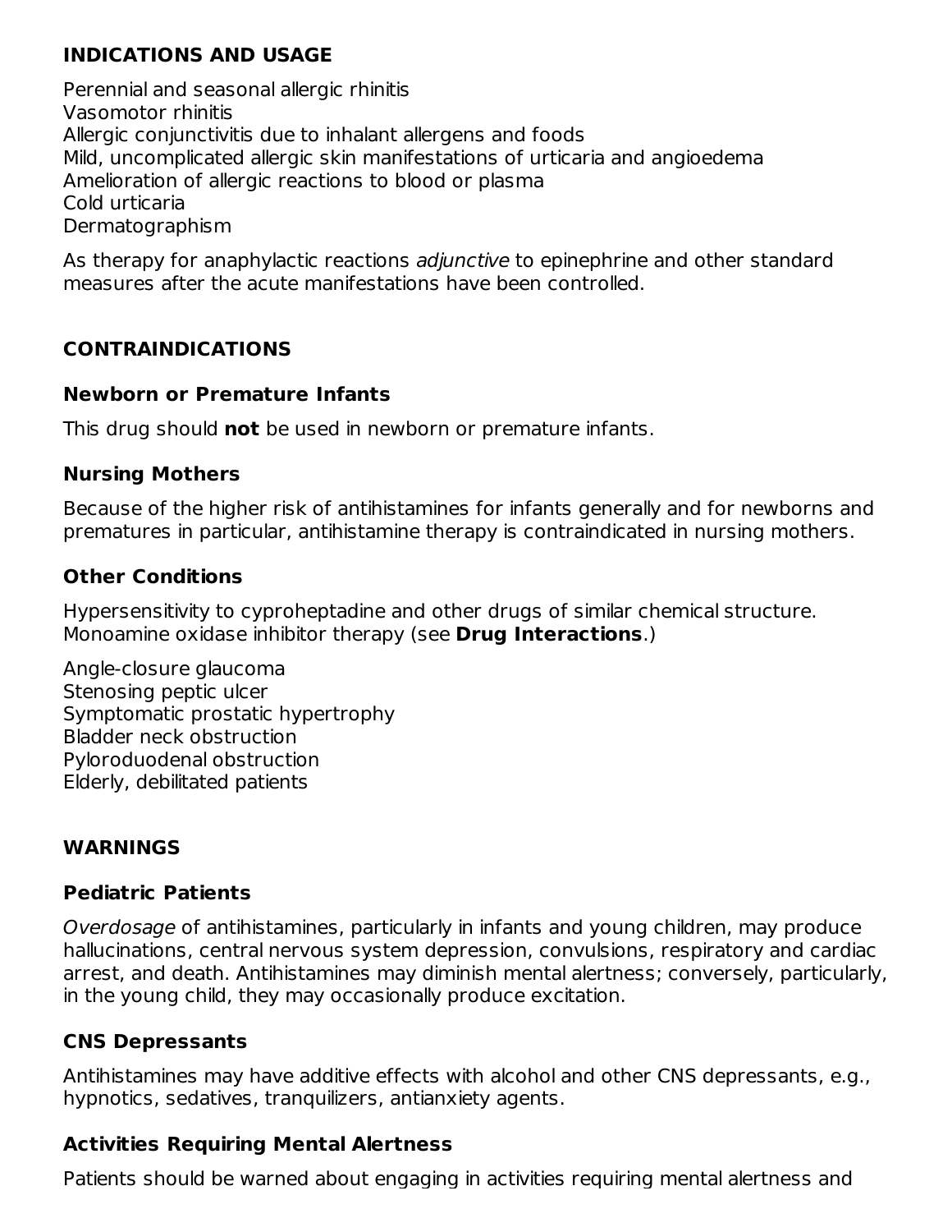## INDICATIONS AND USAGE

Perennial and seasonal allergic rhinitis
Vasomotor rhinitis
Allergic conjunctivitis due to inhalant allergens and foods
Mild, uncomplicated allergic skin manifestations of urticaria and angioedema
Amelioration of allergic reactions to blood or plasma
Cold urticaria
Dermatographism

As therapy for anaphylactic reactions *adjunctive* to epinephrine and other standard measures after the acute manifestations have been controlled.

## CONTRAINDICATIONS

### Newborn or Premature Infants

This drug should **not** be used in newborn or premature infants.

### Nursing Mothers

Because of the higher risk of antihistamines for infants generally and for newborns and prematures in particular, antihistamine therapy is contraindicated in nursing mothers.

### Other Conditions

Hypersensitivity to cyproheptadine and other drugs of similar chemical structure.
Monoamine oxidase inhibitor therapy (see **Drug Interactions**.)

Angle-closure glaucoma
Stenosing peptic ulcer
Symptomatic prostatic hypertrophy
Bladder neck obstruction
Pyloroduodenal obstruction
Elderly, debilitated patients

## WARNINGS

### Pediatric Patients

*Overdosage* of antihistamines, particularly in infants and young children, may produce hallucinations, central nervous system depression, convulsions, respiratory and cardiac arrest, and death. Antihistamines may diminish mental alertness; conversely, particularly, in the young child, they may occasionally produce excitation.

### CNS Depressants

Antihistamines may have additive effects with alcohol and other CNS depressants, e.g., hypnotics, sedatives, tranquilizers, antianxiety agents.

### Activities Requiring Mental Alertness

Patients should be warned about engaging in activities requiring mental alertness and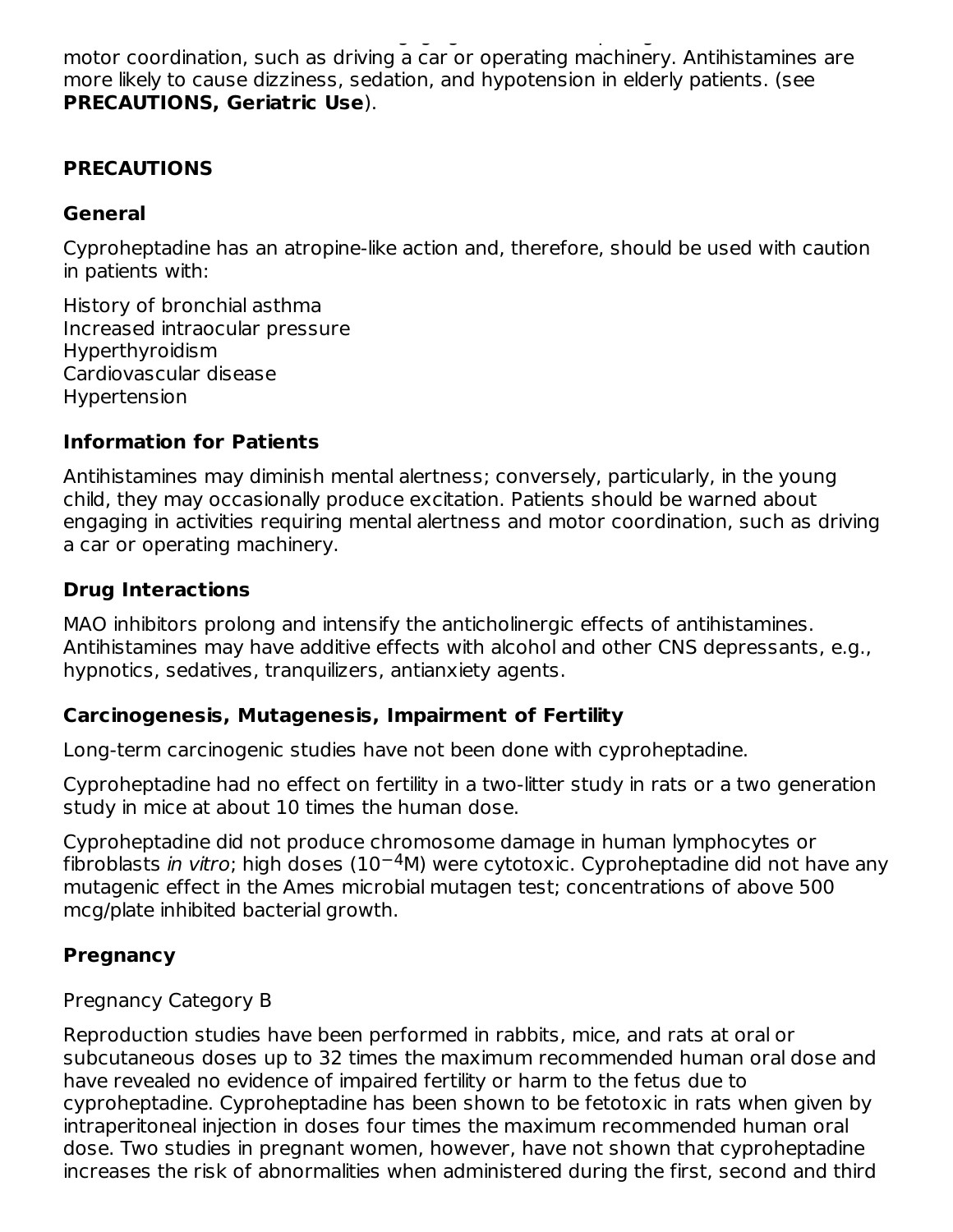motor coordination, such as driving a car or operating machinery. Antihistamines are more likely to cause dizziness, sedation, and hypotension in elderly patients. (see **PRECAUTIONS, Geriatric Use**).

## PRECAUTIONS

### General

Cyproheptadine has an atropine-like action and, therefore, should be used with caution in patients with:

History of bronchial asthma
Increased intraocular pressure
Hyperthyroidism
Cardiovascular disease
Hypertension

### Information for Patients

Antihistamines may diminish mental alertness; conversely, particularly, in the young child, they may occasionally produce excitation. Patients should be warned about engaging in activities requiring mental alertness and motor coordination, such as driving a car or operating machinery.

### Drug Interactions

MAO inhibitors prolong and intensify the anticholinergic effects of antihistamines. Antihistamines may have additive effects with alcohol and other CNS depressants, e.g., hypnotics, sedatives, tranquilizers, antianxiety agents.

### Carcinogenesis, Mutagenesis, Impairment of Fertility

Long-term carcinogenic studies have not been done with cyproheptadine.

Cyproheptadine had no effect on fertility in a two-litter study in rats or a two generation study in mice at about 10 times the human dose.

Cyproheptadine did not produce chromosome damage in human lymphocytes or fibroblasts *in vitro*; high doses ($10^{-4}$M) were cytotoxic. Cyproheptadine did not have any mutagenic effect in the Ames microbial mutagen test; concentrations of above 500 mcg/plate inhibited bacterial growth.

### Pregnancy

Pregnancy Category B

Reproduction studies have been performed in rabbits, mice, and rats at oral or subcutaneous doses up to 32 times the maximum recommended human oral dose and have revealed no evidence of impaired fertility or harm to the fetus due to cyproheptadine. Cyproheptadine has been shown to be fetotoxic in rats when given by intraperitoneal injection in doses four times the maximum recommended human oral dose. Two studies in pregnant women, however, have not shown that cyproheptadine increases the risk of abnormalities when administered during the first, second and third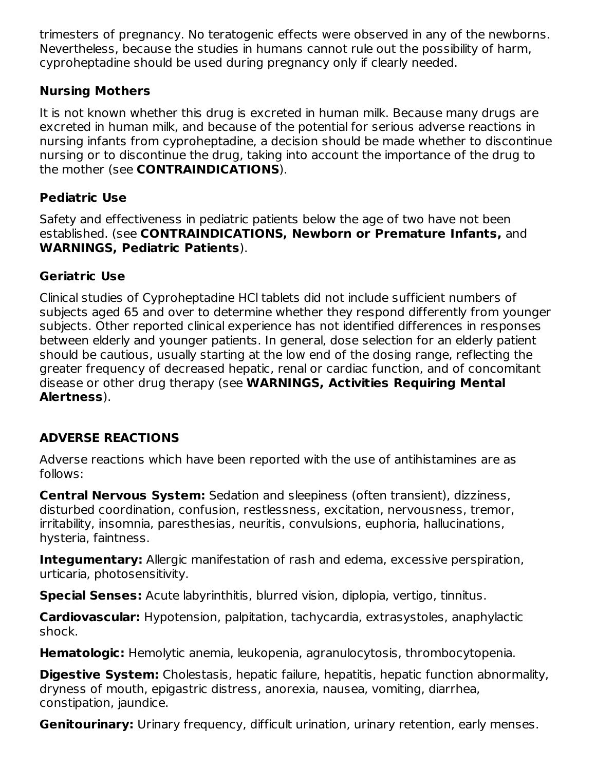trimesters of pregnancy. No teratogenic effects were observed in any of the newborns. Nevertheless, because the studies in humans cannot rule out the possibility of harm, cyproheptadine should be used during pregnancy only if clearly needed.

### Nursing Mothers

It is not known whether this drug is excreted in human milk. Because many drugs are excreted in human milk, and because of the potential for serious adverse reactions in nursing infants from cyproheptadine, a decision should be made whether to discontinue nursing or to discontinue the drug, taking into account the importance of the drug to the mother (see **CONTRAINDICATIONS**).

### Pediatric Use

Safety and effectiveness in pediatric patients below the age of two have not been established. (see **CONTRAINDICATIONS, Newborn or Premature Infants,** and **WARNINGS, Pediatric Patients**).

### Geriatric Use

Clinical studies of Cyproheptadine HCl tablets did not include sufficient numbers of subjects aged 65 and over to determine whether they respond differently from younger subjects. Other reported clinical experience has not identified differences in responses between elderly and younger patients. In general, dose selection for an elderly patient should be cautious, usually starting at the low end of the dosing range, reflecting the greater frequency of decreased hepatic, renal or cardiac function, and of concomitant disease or other drug therapy (see **WARNINGS, Activities Requiring Mental Alertness**).

## ADVERSE REACTIONS

Adverse reactions which have been reported with the use of antihistamines are as follows:

**Central Nervous System:** Sedation and sleepiness (often transient), dizziness, disturbed coordination, confusion, restlessness, excitation, nervousness, tremor, irritability, insomnia, paresthesias, neuritis, convulsions, euphoria, hallucinations, hysteria, faintness.

**Integumentary:** Allergic manifestation of rash and edema, excessive perspiration, urticaria, photosensitivity.

**Special Senses:** Acute labyrinthitis, blurred vision, diplopia, vertigo, tinnitus.

**Cardiovascular:** Hypotension, palpitation, tachycardia, extrasystoles, anaphylactic shock.

**Hematologic:** Hemolytic anemia, leukopenia, agranulocytosis, thrombocytopenia.

**Digestive System:** Cholestasis, hepatic failure, hepatitis, hepatic function abnormality, dryness of mouth, epigastric distress, anorexia, nausea, vomiting, diarrhea, constipation, jaundice.

**Genitourinary:** Urinary frequency, difficult urination, urinary retention, early menses.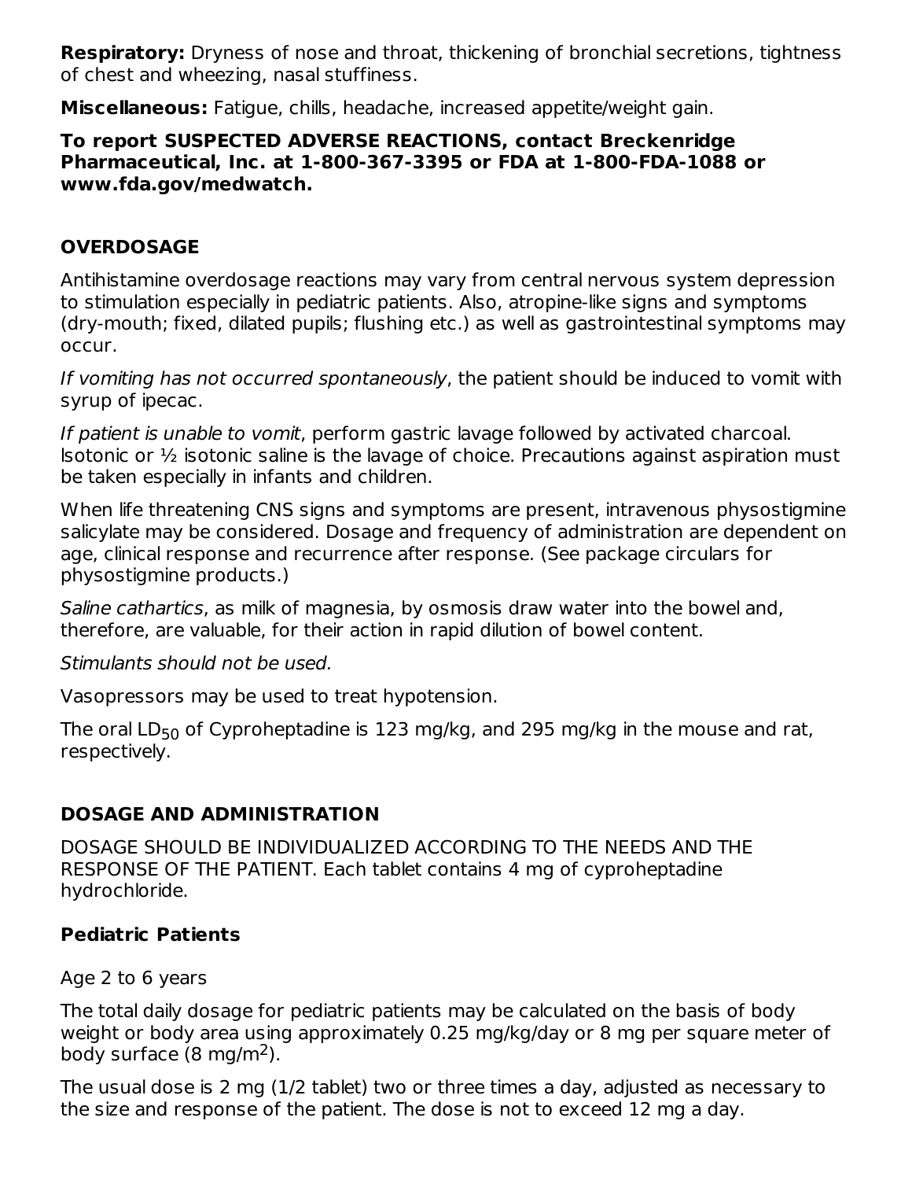**Respiratory:** Dryness of nose and throat, thickening of bronchial secretions, tightness of chest and wheezing, nasal stuffiness.

**Miscellaneous:** Fatigue, chills, headache, increased appetite/weight gain.

**To report SUSPECTED ADVERSE REACTIONS, contact Breckenridge Pharmaceutical, Inc. at 1-800-367-3395 or FDA at 1-800-FDA-1088 or www.fda.gov/medwatch.**

## OVERDOSAGE

Antihistamine overdosage reactions may vary from central nervous system depression to stimulation especially in pediatric patients. Also, atropine-like signs and symptoms (dry-mouth; fixed, dilated pupils; flushing etc.) as well as gastrointestinal symptoms may occur.

*If vomiting has not occurred spontaneously*, the patient should be induced to vomit with syrup of ipecac.

*If patient is unable to vomit*, perform gastric lavage followed by activated charcoal. Isotonic or ½ isotonic saline is the lavage of choice. Precautions against aspiration must be taken especially in infants and children.

When life threatening CNS signs and symptoms are present, intravenous physostigmine salicylate may be considered. Dosage and frequency of administration are dependent on age, clinical response and recurrence after response. (See package circulars for physostigmine products.)

*Saline cathartics*, as milk of magnesia, by osmosis draw water into the bowel and, therefore, are valuable, for their action in rapid dilution of bowel content.

*Stimulants should not be used.*

Vasopressors may be used to treat hypotension.

The oral $LD_{50}$ of Cyproheptadine is 123 mg/kg, and 295 mg/kg in the mouse and rat, respectively.

## DOSAGE AND ADMINISTRATION

DOSAGE SHOULD BE INDIVIDUALIZED ACCORDING TO THE NEEDS AND THE RESPONSE OF THE PATIENT. Each tablet contains 4 mg of cyproheptadine hydrochloride.

### Pediatric Patients

Age 2 to 6 years

The total daily dosage for pediatric patients may be calculated on the basis of body weight or body area using approximately 0.25 mg/kg/day or 8 mg per square meter of body surface (8 $mg/m^2$).

The usual dose is 2 mg (1/2 tablet) two or three times a day, adjusted as necessary to the size and response of the patient. The dose is not to exceed 12 mg a day.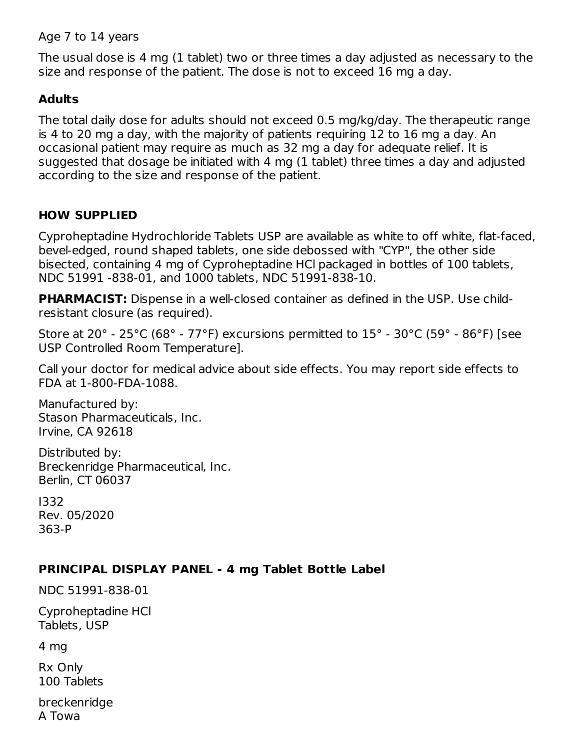Age 7 to 14 years

The usual dose is 4 mg (1 tablet) two or three times a day adjusted as necessary to the size and response of the patient. The dose is not to exceed 16 mg a day.

**Adults**

The total daily dose for adults should not exceed 0.5 mg/kg/day. The therapeutic range is 4 to 20 mg a day, with the majority of patients requiring 12 to 16 mg a day. An occasional patient may require as much as 32 mg a day for adequate relief. It is suggested that dosage be initiated with 4 mg (1 tablet) three times a day and adjusted according to the size and response of the patient.

## HOW SUPPLIED

Cyproheptadine Hydrochloride Tablets USP are available as white to off white, flat-faced, bevel-edged, round shaped tablets, one side debossed with "CYP", the other side bisected, containing 4 mg of Cyproheptadine HCl packaged in bottles of 100 tablets, NDC 51991 -838-01, and 1000 tablets, NDC 51991-838-10.

**PHARMACIST:** Dispense in a well-closed container as defined in the USP. Use child-resistant closure (as required).

Store at 20° - 25°C (68° - 77°F) excursions permitted to 15° - 30°C (59° - 86°F) [see USP Controlled Room Temperature].

Call your doctor for medical advice about side effects. You may report side effects to FDA at 1-800-FDA-1088.

Manufactured by:
Stason Pharmaceuticals, Inc.
Irvine, CA 92618

Distributed by:
Breckenridge Pharmaceutical, Inc.
Berlin, CT 06037

I332
Rev. 05/2020
363-P

## PRINCIPAL DISPLAY PANEL - 4 mg Tablet Bottle Label

NDC 51991-838-01

Cyproheptadine HCl
Tablets, USP

4 mg

Rx Only
100 Tablets

breckenridge
A Towa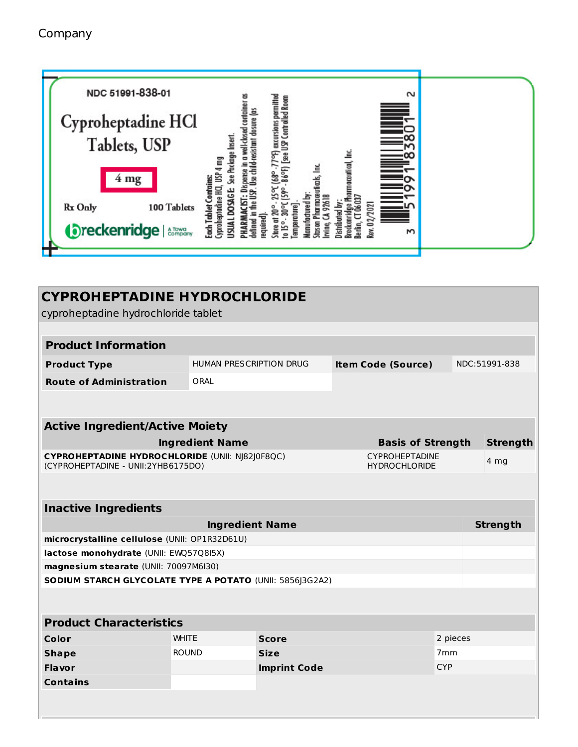Company

NDC 51991-838-01

Cyproheptadine HCl Tablets, USP

4 mg

Rx Only

100 Tablets

breckenridge | A Towa Company

Each Tablet Contains: Cyproheptadine HCl, USP 4 mg

USUAL DOSAGE: See Package Insert.

PHARMACIST: Dispense in a well-closed container as defined in the USP. Use child-resistant closure (as required).

Store at 20° - 25°C (68° - 77°F) excursions permitted to 15° - 30°C (59° - 86°F) [see USP Controlled Room Temperature].

Manufactured by: Stason Pharmaceuticals, Inc Irvine, CA 92618

Distributed by: Breckenridge Pharmaceutical, Inc. Berlin, CT 06 037

Rev. 02/2021

3 51991 83801 2

## CYPROHEPTADINE HYDROCHLORIDE

cyproheptadine hydrochloride tablet

| Product Information | | | |
|---|---|---|---|
| **Product Type** | HUMAN PRESCRIPTION DRUG | **Item Code (Source)** | NDC:51991-838 |
| **Route of Administration** | ORAL | | |

| Active Ingredient/Active Moiety | | |
|---|---|---|
| **Ingredient Name** | **Basis of Strength** | **Strength** |
| **CYPROHEPTADINE HYDROCHLORIDE** (UNII: NJ82J0F8QC) (CYPROHEPTADINE - UNII:2YHB6175DO) | CYPROHEPTADINE HYDROCHLORIDE | 4 mg |

| Inactive Ingredients | |
|---|---|
| **Ingredient Name** | **Strength** |
| **microcrystalline cellulose** (UNII: OP1R32D61U) | |
| **lactose monohydrate** (UNII: EWQ57Q8I5X) | |
| **magnesium stearate** (UNII: 70097M6I30) | |
| **SODIUM STARCH GLYCOLATE TYPE A POTATO** (UNII: 5856J3G2A2) | |

| Product Characteristics | | | |
|---|---|---|---|
| **Color** | WHITE | **Score** | 2 pieces |
| **Shape** | ROUND | **Size** | 7mm |
| **Flavor** | | **Imprint Code** | CYP |
| **Contains** | | | |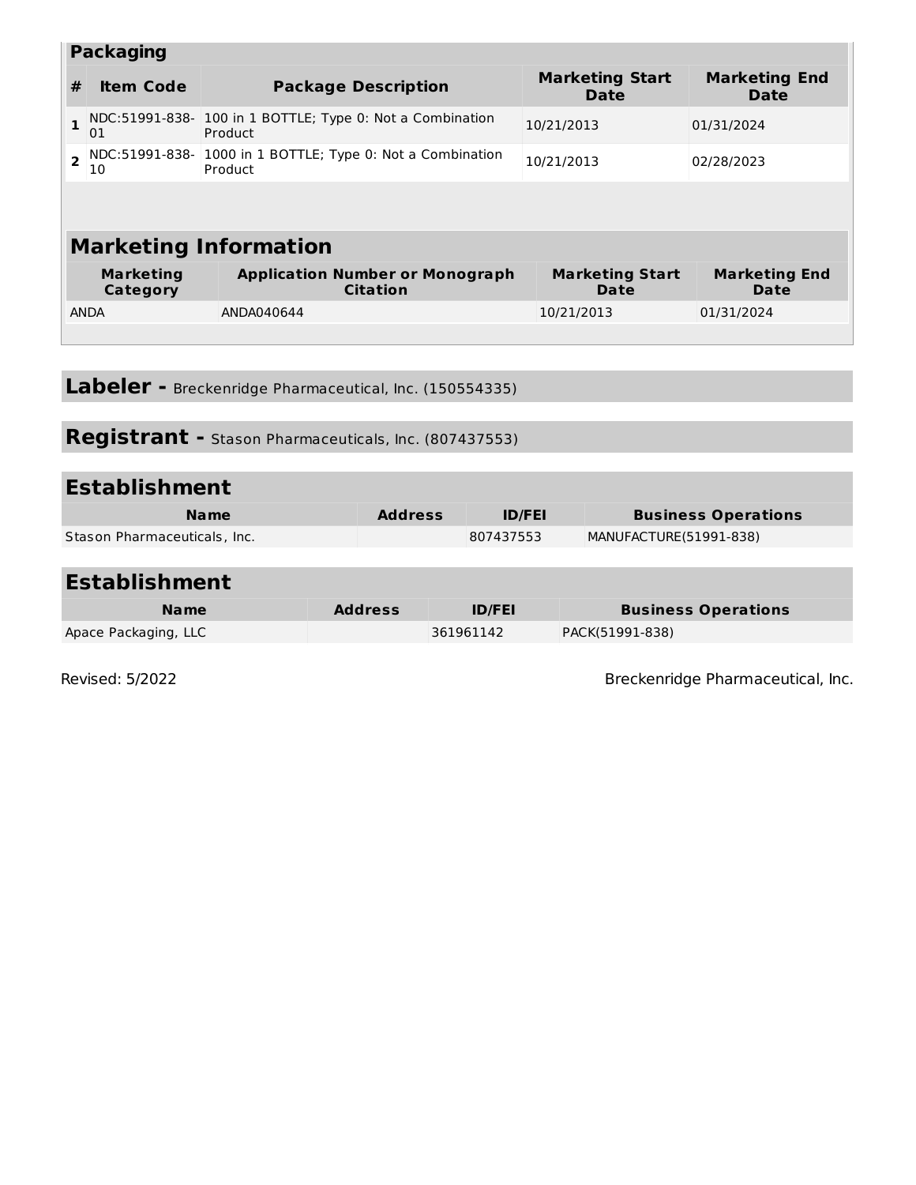## Packaging

| # | Item Code | Package Description | Marketing Start Date | Marketing End Date |
|---|---|---|---|---|
| 1 | NDC:51991-838-01 | 100 in 1 BOTTLE; Type 0: Not a Combination Product | 10/21/2013 | 01/31/2024 |
| 2 | NDC:51991-838-10 | 1000 in 1 BOTTLE; Type 0: Not a Combination Product | 10/21/2013 | 02/28/2023 |

## Marketing Information

| Marketing Category | Application Number or Monograph Citation | Marketing Start Date | Marketing End Date |
|---|---|---|---|
| ANDA | ANDA040644 | 10/21/2013 | 01/31/2024 |

## Labeler - Breckenridge Pharmaceutical, Inc. (150554335)

## Registrant - Stason Pharmaceuticals, Inc. (807437553)

## Establishment

| Name | Address | ID/FEI | Business Operations |
|---|---|---|---|
| Stason Pharmaceuticals, Inc. | | 807437553 | MANUFACTURE(51991-838) |

## Establishment

| Name | Address | ID/FEI | Business Operations |
|---|---|---|---|
| Apace Packaging, LLC | | 361961142 | PACK(51991-838) |

Revised: 5/2022

Breckenridge Pharmaceutical, Inc.